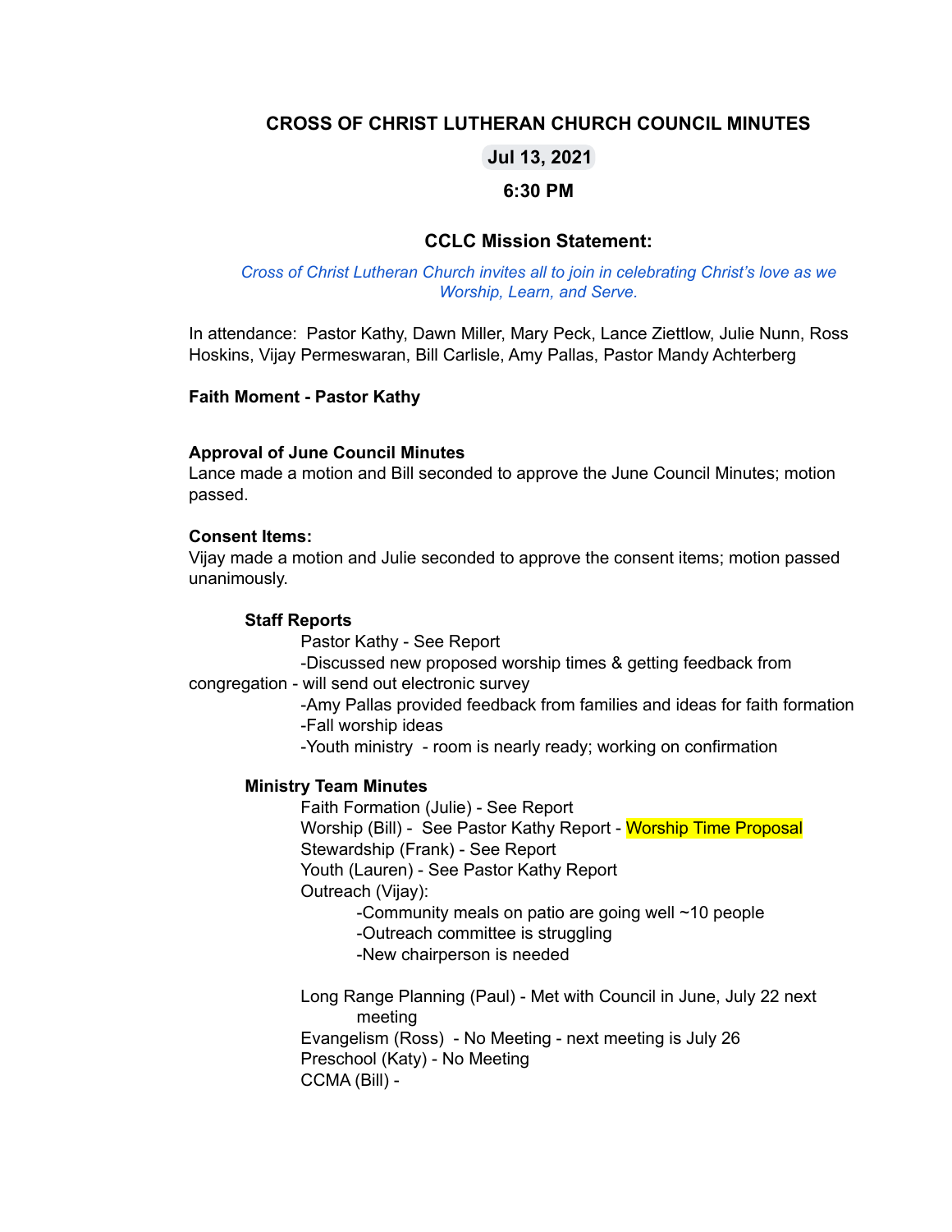# CROSS OF CHRIST LUTHERAN CHURCH COUNCIL MINUTES

**Jul 13, 2021**

**6:30 PM**

## CCLC Mission Statement:

*Cross of Christ Lutheran Church invites all to join in celebrating Christ's love as we Worship, Learn, and Serve.*

In attendance: Pastor Kathy, Dawn Miller, Mary Peck, Lance Ziettlow, Julie Nunn, Ross Hoskins, Vijay Permeswaran, Bill Carlisle, Amy Pallas, Pastor Mandy Achterberg

**Faith Moment - Pastor Kathy**

**Approval of June Council Minutes**

Lance made a motion and Bill seconded to approve the June Council Minutes; motion passed.

**Consent Items:**

Vijay made a motion and Julie seconded to approve the consent items; motion passed unanimously.

**Staff Reports**

Pastor Kathy - See Report

- -Discussed new proposed worship times & getting feedback from congregation - will send out electronic survey
- -Amy Pallas provided feedback from families and ideas for faith formation
- -Fall worship ideas
- -Youth ministry - room is nearly ready; working on confirmation

**Ministry Team Minutes**

Faith Formation (Julie) - See Report

Worship (Bill) - See Pastor Kathy Report - Worship Time Proposal

Stewardship (Frank) - See Report

Youth (Lauren) - See Pastor Kathy Report

Outreach (Vijay):

- -Community meals on patio are going well ~10 people
- -Outreach committee is struggling
- -New chairperson is needed

Long Range Planning (Paul) - Met with Council in June, July 22 next meeting

Evangelism (Ross) - No Meeting - next meeting is July 26

Preschool (Katy) - No Meeting

CCMA (Bill) -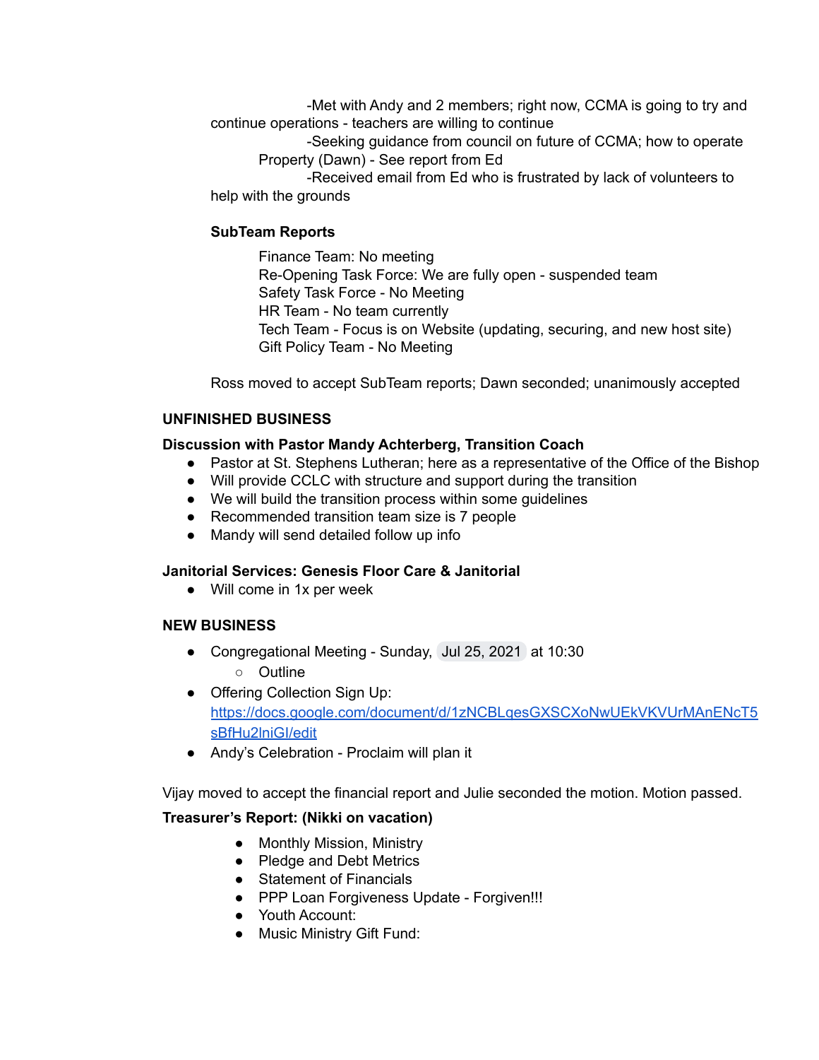-Met with Andy and 2 members; right now, CCMA is going to try and continue operations - teachers are willing to continue

-Seeking guidance from council on future of CCMA; how to operate

Property (Dawn) - See report from Ed

-Received email from Ed who is frustrated by lack of volunteers to help with the grounds

**SubTeam Reports**

Finance Team: No meeting
Re-Opening Task Force: We are fully open - suspended team
Safety Task Force - No Meeting
HR Team - No team currently
Tech Team - Focus is on Website (updating, securing, and new host site)
Gift Policy Team - No Meeting

Ross moved to accept SubTeam reports; Dawn seconded; unanimously accepted

**UNFINISHED BUSINESS**

**Discussion with Pastor Mandy Achterberg, Transition Coach**

- Pastor at St. Stephens Lutheran; here as a representative of the Office of the Bishop
- Will provide CCLC with structure and support during the transition
- We will build the transition process within some guidelines
- Recommended transition team size is 7 people
- Mandy will send detailed follow up info

**Janitorial Services: Genesis Floor Care & Janitorial**

- Will come in 1x per week

**NEW BUSINESS**

- Congregational Meeting - Sunday, Jul 25, 2021 at 10:30
  - Outline
- Offering Collection Sign Up: https://docs.google.com/document/d/1zNCBLqesGXSCXoNwUEkVKVUrMAnENcT5sBfHu2lniGI/edit
- Andy's Celebration - Proclaim will plan it

Vijay moved to accept the financial report and Julie seconded the motion. Motion passed.

**Treasurer's Report: (Nikki on vacation)**

- Monthly Mission, Ministry
- Pledge and Debt Metrics
- Statement of Financials
- PPP Loan Forgiveness Update - Forgiven!!!
- Youth Account:
- Music Ministry Gift Fund: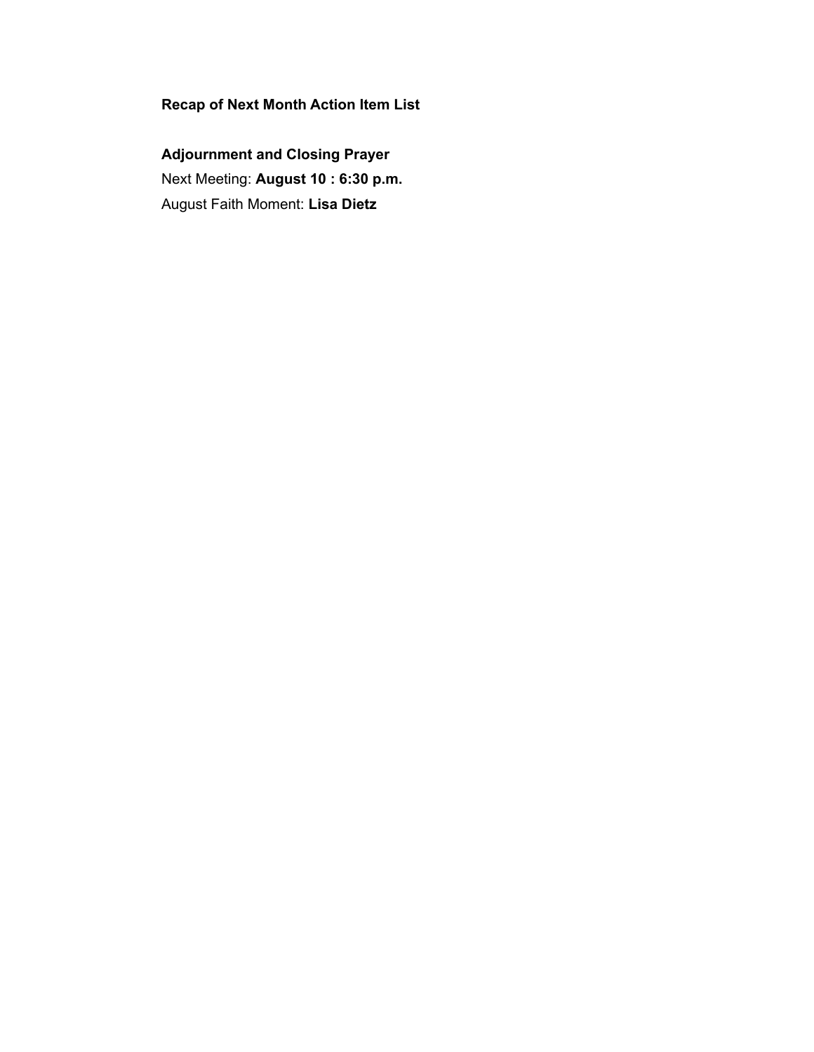**Recap of Next Month Action Item List**

**Adjournment and Closing Prayer**

Next Meeting: **August 10 : 6:30 p.m.**

August Faith Moment: **Lisa Dietz**